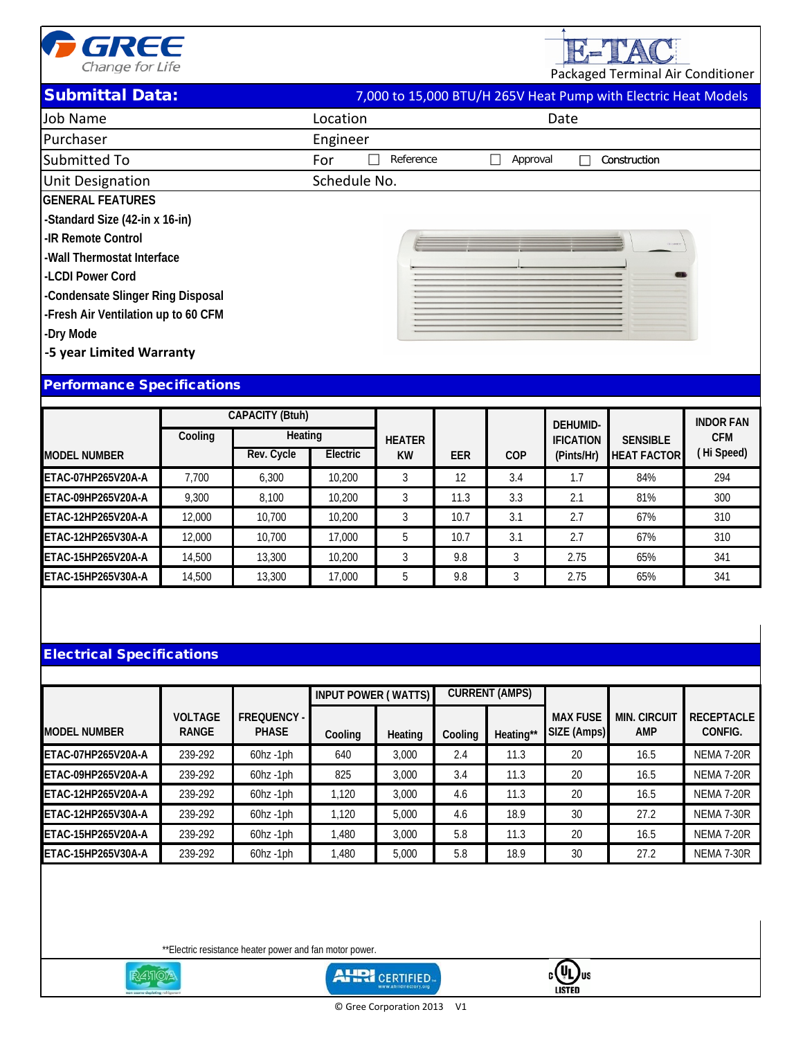GREE
Change for Life

E-TAC
Packaged Terminal Air Conditioner

## Submittal Data:

7,000 to 15,000 BTU/H 265V Heat Pump with Electric Heat Models

| Job Name | Location | Date |
|---|---|---|
| Purchaser | Engineer | |
| Submitted To | For ☐ Reference ☐ Approval ☐ Construction | |
| Unit Designation | Schedule No. | |

**GENERAL FEATURES**

- -Standard Size (42-in x 16-in)
- -IR Remote Control
- -Wall Thermostat Interface
- -LCDI Power Cord
- -Condensate Slinger Ring Disposal
- -Fresh Air Ventilation up to 60 CFM
- -Dry Mode
- -5 year Limited Warranty

## Performance Specifications

| MODEL NUMBER | CAPACITY (Btuh) | | | HEATER KW | EER | COP | DEHUMID-IFICATION (Pints/Hr) | SENSIBLE HEAT FACTOR | INDOR FAN CFM (Hi Speed) |
|---|---|---|---|---|---|---|---|---|---|
| | Cooling | Heating | | | | | | | |
| | | Rev. Cycle | Electric | | | | | | |
| ETAC-07HP265V20A-A | 7,700 | 6,300 | 10,200 | 3 | 12 | 3.4 | 1.7 | 84% | 294 |
| ETAC-09HP265V20A-A | 9,300 | 8,100 | 10,200 | 3 | 11.3 | 3.3 | 2.1 | 81% | 300 |
| ETAC-12HP265V20A-A | 12,000 | 10,700 | 10,200 | 3 | 10.7 | 3.1 | 2.7 | 67% | 310 |
| ETAC-12HP265V30A-A | 12,000 | 10,700 | 17,000 | 5 | 10.7 | 3.1 | 2.7 | 67% | 310 |
| ETAC-15HP265V20A-A | 14,500 | 13,300 | 10,200 | 3 | 9.8 | 3 | 2.75 | 65% | 341 |
| ETAC-15HP265V30A-A | 14,500 | 13,300 | 17,000 | 5 | 9.8 | 3 | 2.75 | 65% | 341 |

## Electrical Specifications

| MODEL NUMBER | VOLTAGE RANGE | FREQUENCY - PHASE | INPUT POWER ( WATTS) | | CURRENT (AMPS) | | MAX FUSE SIZE (Amps) | MIN. CIRCUIT AMP | RECEPTACLE CONFIG. |
|---|---|---|---|---|---|---|---|---|---|
| | | | Cooling | Heating | Cooling | Heating** | | | |
| ETAC-07HP265V20A-A | 239-292 | 60hz -1ph | 640 | 3,000 | 2.4 | 11.3 | 20 | 16.5 | NEMA 7-20R |
| ETAC-09HP265V20A-A | 239-292 | 60hz -1ph | 825 | 3,000 | 3.4 | 11.3 | 20 | 16.5 | NEMA 7-20R |
| ETAC-12HP265V20A-A | 239-292 | 60hz -1ph | 1,120 | 3,000 | 4.6 | 11.3 | 20 | 16.5 | NEMA 7-20R |
| ETAC-12HP265V30A-A | 239-292 | 60hz -1ph | 1,120 | 5,000 | 4.6 | 18.9 | 30 | 27.2 | NEMA 7-30R |
| ETAC-15HP265V20A-A | 239-292 | 60hz -1ph | 1,480 | 3,000 | 5.8 | 11.3 | 20 | 16.5 | NEMA 7-20R |
| ETAC-15HP265V30A-A | 239-292 | 60hz -1ph | 1,480 | 5,000 | 5.8 | 18.9 | 30 | 27.2 | NEMA 7-30R |

**Electric resistance heater power and fan motor power.

R410A · AHRI CERTIFIED · c UL us LISTED

© Gree Corporation 2013 V1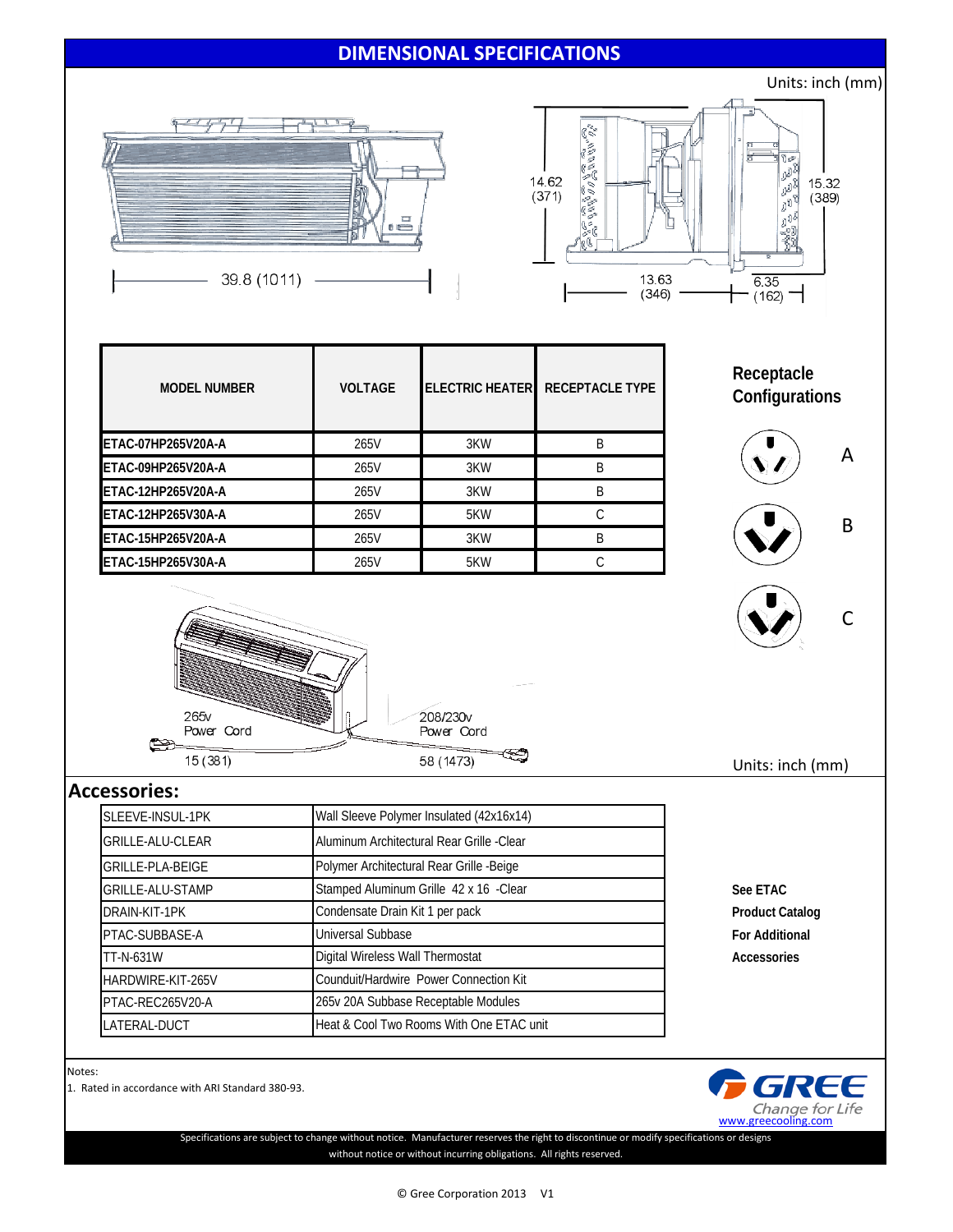## DIMENSIONAL SPECIFICATIONS

Units: inch (mm)

39.8 (1011)

14.62 (371)

15.32 (389)

13.63 (346)

6.35 (162)

| MODEL NUMBER | VOLTAGE | ELECTRIC HEATER | RECEPTACLE TYPE |
|---|---|---|---|
| ETAC-07HP265V20A-A | 265V | 3KW | B |
| ETAC-09HP265V20A-A | 265V | 3KW | B |
| ETAC-12HP265V20A-A | 265V | 3KW | B |
| ETAC-12HP265V30A-A | 265V | 5KW | C |
| ETAC-15HP265V20A-A | 265V | 3KW | B |
| ETAC-15HP265V30A-A | 265V | 5KW | C |

### Receptacle Configurations

A

B

C

265v Power Cord

15 (381)

208/230v Power Cord

58 (1473)

Units: inch (mm)

## Accessories:

| | |
|---|---|
| SLEEVE-INSUL-1PK | Wall Sleeve Polymer Insulated (42x16x14) |
| GRILLE-ALU-CLEAR | Aluminum Architectural Rear Grille -Clear |
| GRILLE-PLA-BEIGE | Polymer Architectural Rear Grille -Beige |
| GRILLE-ALU-STAMP | Stamped Aluminum Grille 42 x 16 -Clear |
| DRAIN-KIT-1PK | Condensate Drain Kit 1 per pack |
| PTAC-SUBBASE-A | Universal Subbase |
| TT-N-631W | Digital Wireless Wall Thermostat |
| HARDWIRE-KIT-265V | Counduit/Hardwire Power Connection Kit |
| PTAC-REC265V20-A | 265v 20A Subbase Receptable Modules |
| LATERAL-DUCT | Heat & Cool Two Rooms With One ETAC unit |

**See ETAC Product Catalog For Additional Accessories**

Notes:
1. Rated in accordance with ARI Standard 380-93.

GREE Change for Life
www.greecooling.com

Specifications are subject to change without notice. Manufacturer reserves the right to discontinue or modify specifications or designs without notice or without incurring obligations. All rights reserved.

© Gree Corporation 2013 V1